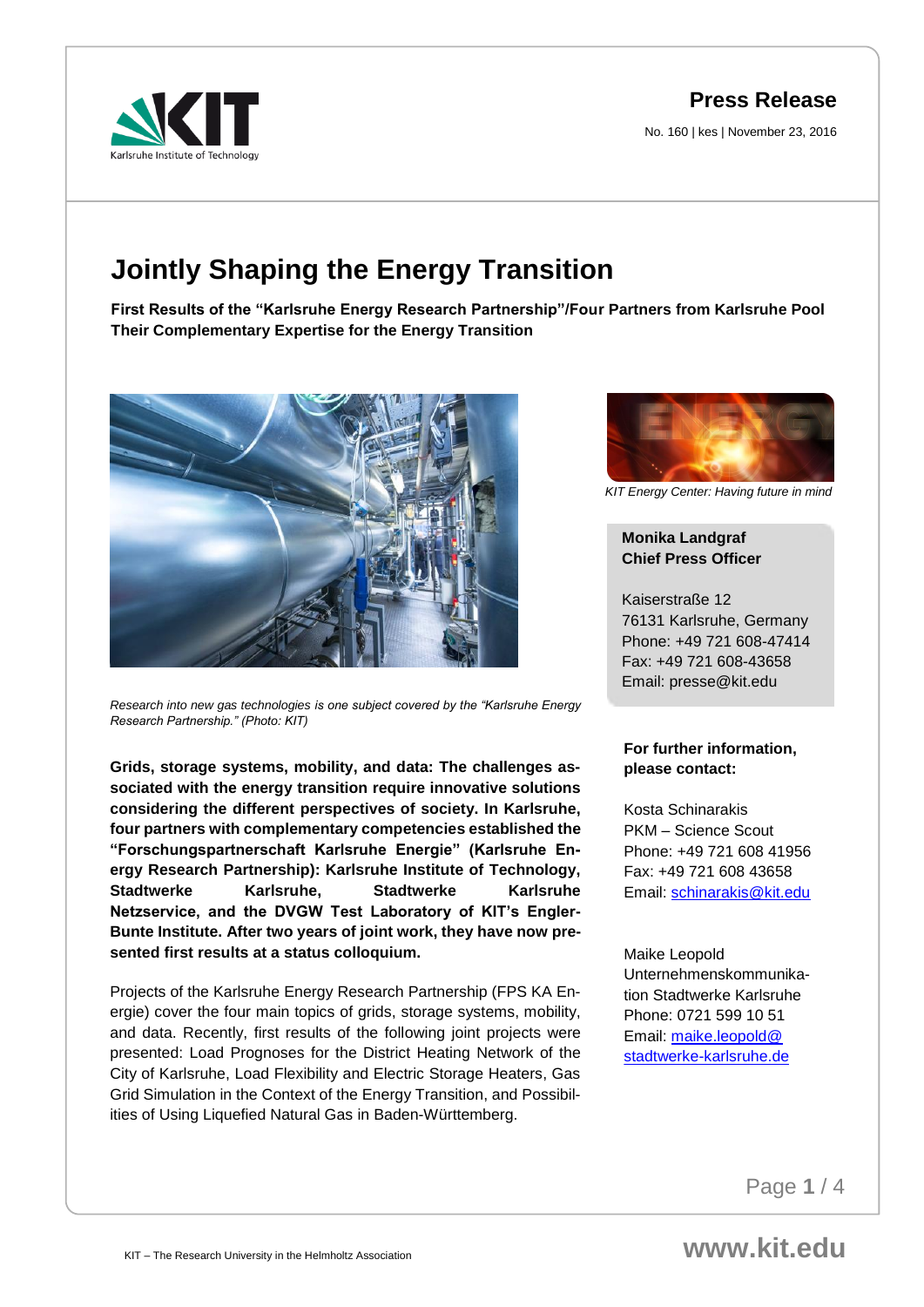**Press Release**

No. 160 | kes | November 23, 2016

# Jointly Shaping the Energy Transition

**First Results of the "Karlsruhe Energy Research Partnership"/Four Partners from Karlsruhe Pool Their Complementary Expertise for the Energy Transition**

*Research into new gas technologies is one subject covered by the "Karlsruhe Energy Research Partnership." (Photo: KIT)*

**Grids, storage systems, mobility, and data: The challenges associated with the energy transition require innovative solutions considering the different perspectives of society. In Karlsruhe, four partners with complementary competencies established the "Forschungspartnerschaft Karlsruhe Energie" (Karlsruhe Energy Research Partnership): Karlsruhe Institute of Technology, Stadtwerke Karlsruhe, Stadtwerke Karlsruhe Netzservice, and the DVGW Test Laboratory of KIT's Engler-Bunte Institute. After two years of joint work, they have now presented first results at a status colloquium.**

Projects of the Karlsruhe Energy Research Partnership (FPS KA Energie) cover the four main topics of grids, storage systems, mobility, and data. Recently, first results of the following joint projects were presented: Load Prognoses for the District Heating Network of the City of Karlsruhe, Load Flexibility and Electric Storage Heaters, Gas Grid Simulation in the Context of the Energy Transition, and Possibilities of Using Liquefied Natural Gas in Baden-Württemberg.

*KIT Energy Center: Having future in mind*

**Monika Landgraf**
**Chief Press Officer**

Kaiserstraße 12
76131 Karlsruhe, Germany
Phone: +49 721 608-47414
Fax: +49 721 608-43658
Email: presse@kit.edu

**For further information, please contact:**

Kosta Schinarakis
PKM – Science Scout
Phone: +49 721 608 41956
Fax: +49 721 608 43658
Email: schinarakis@kit.edu

Maike Leopold
Unternehmenskommunikation Stadtwerke Karlsruhe
Phone: 0721 599 10 51
Email: maike.leopold@stadtwerke-karlsruhe.de

KIT – The Research University in the Helmholtz Association

www.kit.edu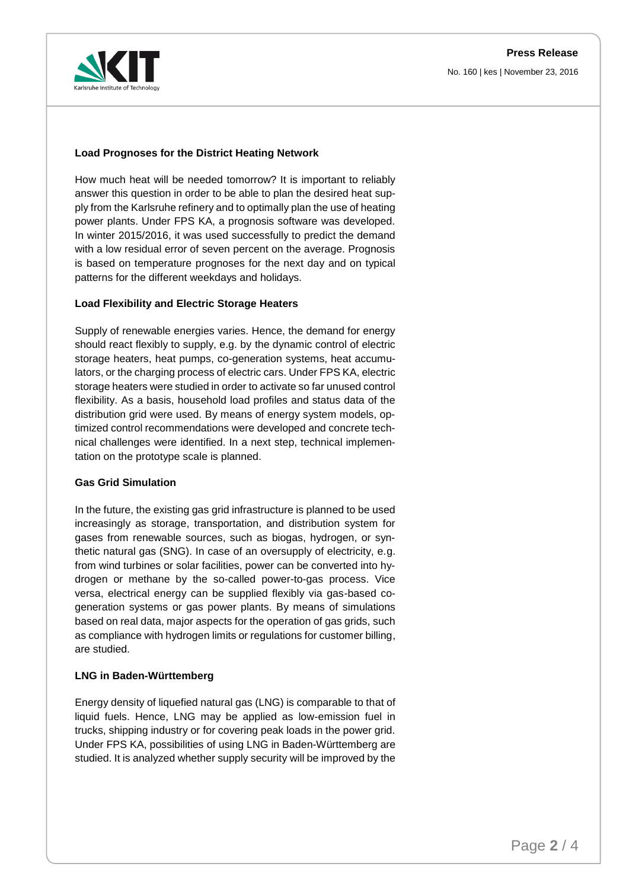### Load Prognoses for the District Heating Network

How much heat will be needed tomorrow? It is important to reliably answer this question in order to be able to plan the desired heat supply from the Karlsruhe refinery and to optimally plan the use of heating power plants. Under FPS KA, a prognosis software was developed. In winter 2015/2016, it was used successfully to predict the demand with a low residual error of seven percent on the average. Prognosis is based on temperature prognoses for the next day and on typical patterns for the different weekdays and holidays.

### Load Flexibility and Electric Storage Heaters

Supply of renewable energies varies. Hence, the demand for energy should react flexibly to supply, e.g. by the dynamic control of electric storage heaters, heat pumps, co-generation systems, heat accumulators, or the charging process of electric cars. Under FPS KA, electric storage heaters were studied in order to activate so far unused control flexibility. As a basis, household load profiles and status data of the distribution grid were used. By means of energy system models, optimized control recommendations were developed and concrete technical challenges were identified. In a next step, technical implementation on the prototype scale is planned.

### Gas Grid Simulation

In the future, the existing gas grid infrastructure is planned to be used increasingly as storage, transportation, and distribution system for gases from renewable sources, such as biogas, hydrogen, or synthetic natural gas (SNG). In case of an oversupply of electricity, e.g. from wind turbines or solar facilities, power can be converted into hydrogen or methane by the so-called power-to-gas process. Vice versa, electrical energy can be supplied flexibly via gas-based co-generation systems or gas power plants. By means of simulations based on real data, major aspects for the operation of gas grids, such as compliance with hydrogen limits or regulations for customer billing, are studied.

### LNG in Baden-Württemberg

Energy density of liquefied natural gas (LNG) is comparable to that of liquid fuels. Hence, LNG may be applied as low-emission fuel in trucks, shipping industry or for covering peak loads in the power grid. Under FPS KA, possibilities of using LNG in Baden-Württemberg are studied. It is analyzed whether supply security will be improved by the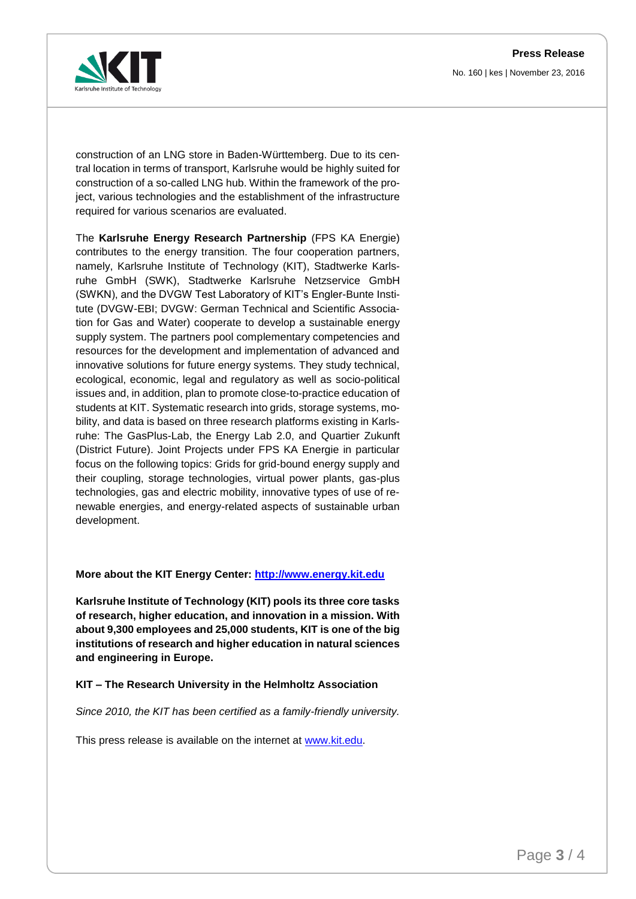construction of an LNG store in Baden-Württemberg. Due to its central location in terms of transport, Karlsruhe would be highly suited for construction of a so-called LNG hub. Within the framework of the project, various technologies and the establishment of the infrastructure required for various scenarios are evaluated.

The **Karlsruhe Energy Research Partnership** (FPS KA Energie) contributes to the energy transition. The four cooperation partners, namely, Karlsruhe Institute of Technology (KIT), Stadtwerke Karlsruhe GmbH (SWK), Stadtwerke Karlsruhe Netzservice GmbH (SWKN), and the DVGW Test Laboratory of KIT's Engler-Bunte Institute (DVGW-EBI; DVGW: German Technical and Scientific Association for Gas and Water) cooperate to develop a sustainable energy supply system. The partners pool complementary competencies and resources for the development and implementation of advanced and innovative solutions for future energy systems. They study technical, ecological, economic, legal and regulatory as well as socio-political issues and, in addition, plan to promote close-to-practice education of students at KIT. Systematic research into grids, storage systems, mobility, and data is based on three research platforms existing in Karlsruhe: The GasPlus-Lab, the Energy Lab 2.0, and Quartier Zukunft (District Future). Joint Projects under FPS KA Energie in particular focus on the following topics: Grids for grid-bound energy supply and their coupling, storage technologies, virtual power plants, gas-plus technologies, gas and electric mobility, innovative types of use of renewable energies, and energy-related aspects of sustainable urban development.

**More about the KIT Energy Center: [http://www.energy.kit.edu](http://www.energy.kit.edu)**

**Karlsruhe Institute of Technology (KIT) pools its three core tasks of research, higher education, and innovation in a mission. With about 9,300 employees and 25,000 students, KIT is one of the big institutions of research and higher education in natural sciences and engineering in Europe.**

**KIT – The Research University in the Helmholtz Association**

*Since 2010, the KIT has been certified as a family-friendly university.*

This press release is available on the internet at [www.kit.edu](http://www.kit.edu).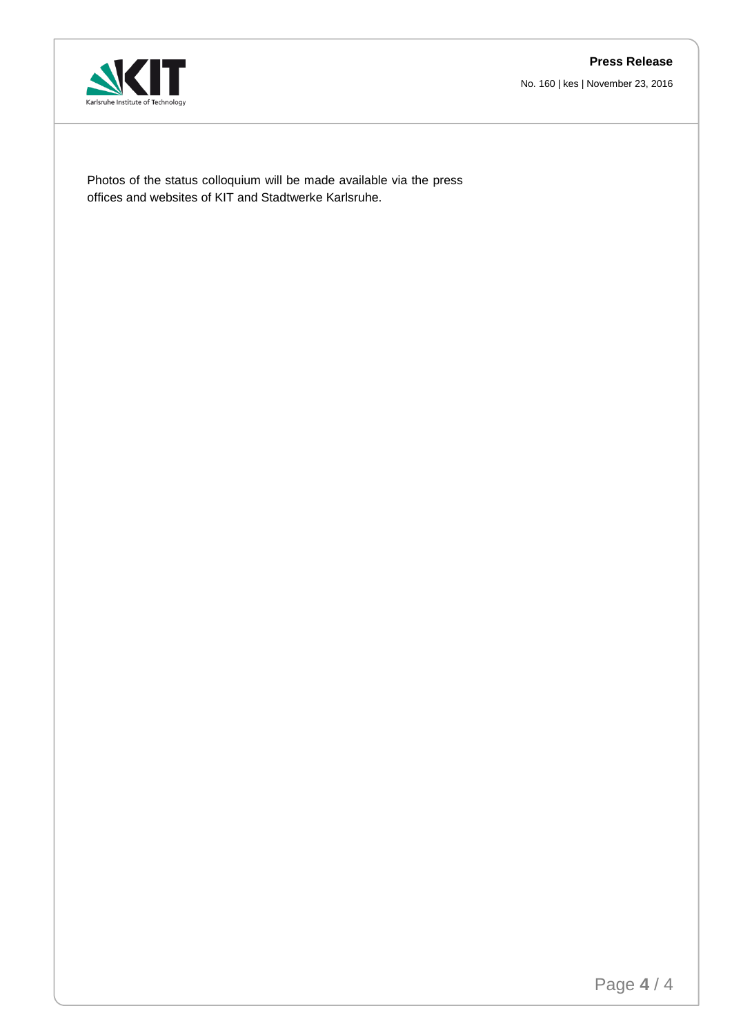Photos of the status colloquium will be made available via the press offices and websites of KIT and Stadtwerke Karlsruhe.